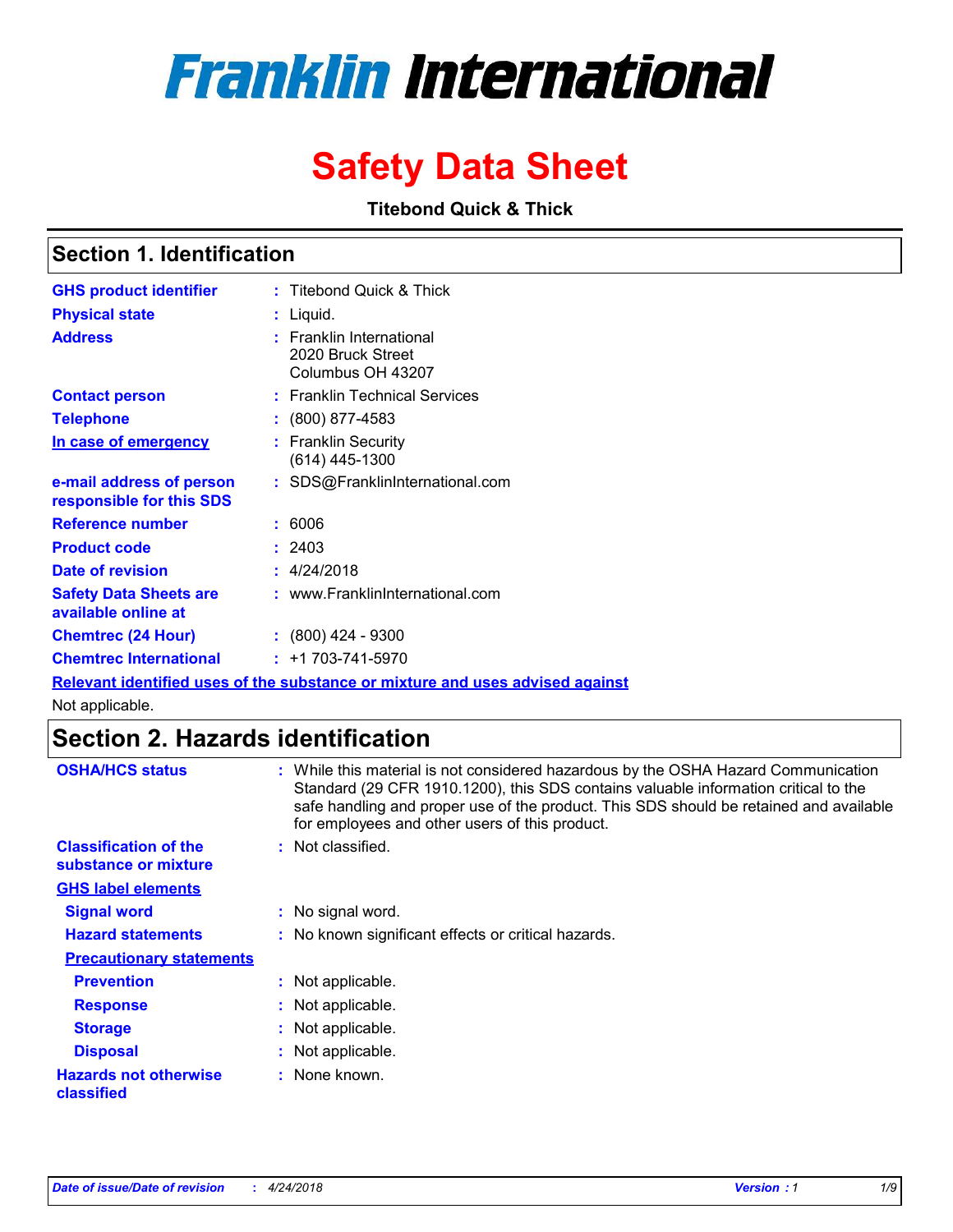# Franklin International

# Safety Data Sheet

**Titebond Quick & Thick**

## Section 1. Identification

| | | |
|---|---|---|
| **GHS product identifier** | : | Titebond Quick & Thick |
| **Physical state** | : | Liquid. |
| **Address** | : | Franklin International<br>2020 Bruck Street<br>Columbus OH 43207 |
| **Contact person** | : | Franklin Technical Services |
| **Telephone** | : | (800) 877-4583 |
| **In case of emergency** | : | Franklin Security<br>(614) 445-1300 |
| **e-mail address of person responsible for this SDS** | : | SDS@FranklinInternational.com |
| **Reference number** | : | 6006 |
| **Product code** | : | 2403 |
| **Date of revision** | : | 4/24/2018 |
| **Safety Data Sheets are available online at** | : | www.FranklinInternational.com |
| **Chemtrec (24 Hour)** | : | (800) 424 - 9300 |
| **Chemtrec International** | : | +1 703-741-5970 |

**Relevant identified uses of the substance or mixture and uses advised against**

Not applicable.

## Section 2. Hazards identification

| | | |
|---|---|---|
| **OSHA/HCS status** | : | While this material is not considered hazardous by the OSHA Hazard Communication Standard (29 CFR 1910.1200), this SDS contains valuable information critical to the safe handling and proper use of the product. This SDS should be retained and available for employees and other users of this product. |
| **Classification of the substance or mixture** | : | Not classified. |

**GHS label elements**

| | | |
|---|---|---|
| **Signal word** | : | No signal word. |
| **Hazard statements** | : | No known significant effects or critical hazards. |

**Precautionary statements**

| | | |
|---|---|---|
| **Prevention** | : | Not applicable. |
| **Response** | : | Not applicable. |
| **Storage** | : | Not applicable. |
| **Disposal** | : | Not applicable. |
| **Hazards not otherwise classified** | : | None known. |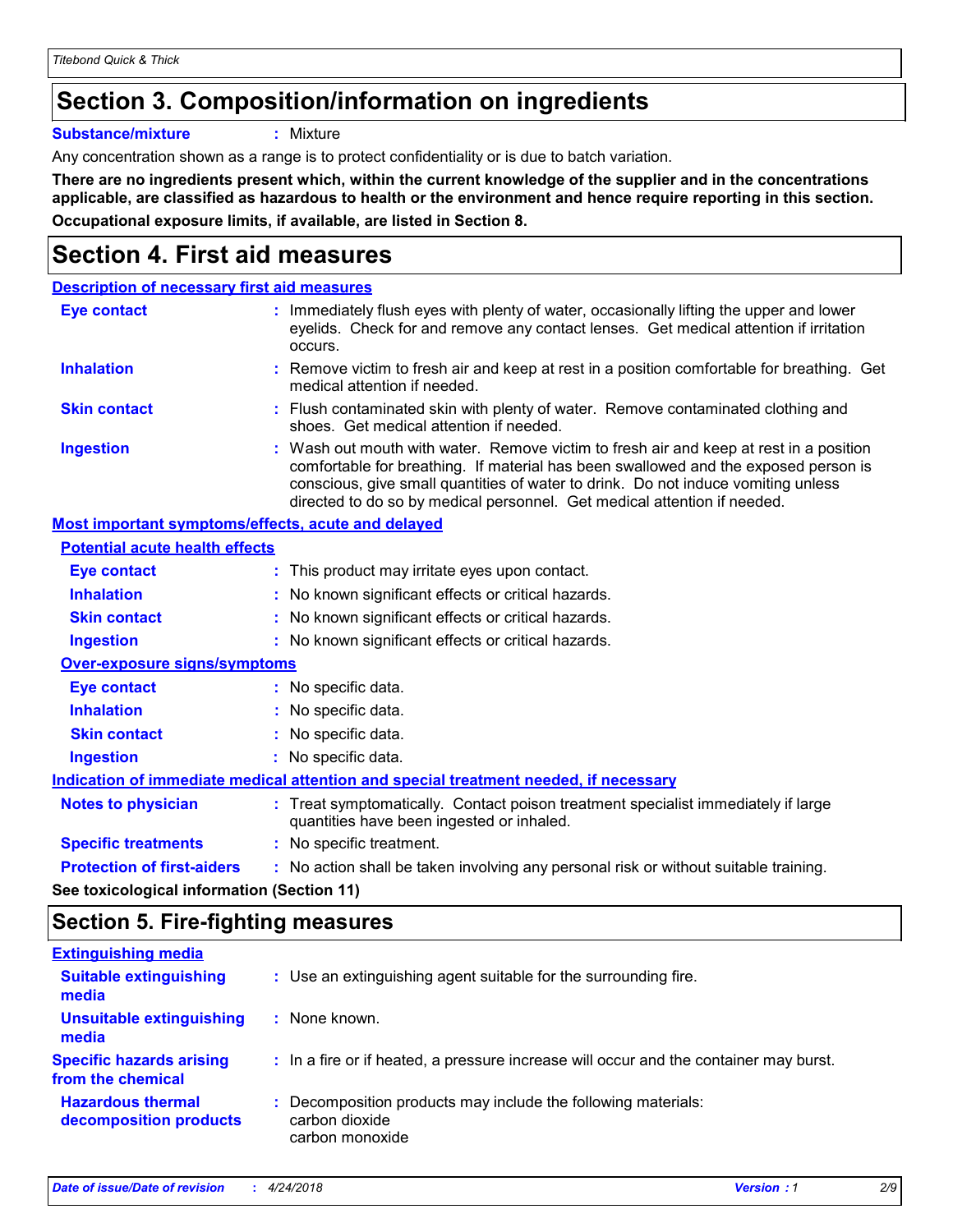## Section 3. Composition/information on ingredients

**Substance/mixture** : Mixture

Any concentration shown as a range is to protect confidentiality or is due to batch variation.

**There are no ingredients present which, within the current knowledge of the supplier and in the concentrations applicable, are classified as hazardous to health or the environment and hence require reporting in this section.**

**Occupational exposure limits, if available, are listed in Section 8.**

## Section 4. First aid measures

### Description of necessary first aid measures

**Eye contact** : Immediately flush eyes with plenty of water, occasionally lifting the upper and lower eyelids. Check for and remove any contact lenses. Get medical attention if irritation occurs.

**Inhalation** : Remove victim to fresh air and keep at rest in a position comfortable for breathing. Get medical attention if needed.

**Skin contact** : Flush contaminated skin with plenty of water. Remove contaminated clothing and shoes. Get medical attention if needed.

**Ingestion** : Wash out mouth with water. Remove victim to fresh air and keep at rest in a position comfortable for breathing. If material has been swallowed and the exposed person is conscious, give small quantities of water to drink. Do not induce vomiting unless directed to do so by medical personnel. Get medical attention if needed.

### Most important symptoms/effects, acute and delayed

**Potential acute health effects**

**Eye contact** : This product may irritate eyes upon contact.

**Inhalation** : No known significant effects or critical hazards.

**Skin contact** : No known significant effects or critical hazards.

**Ingestion** : No known significant effects or critical hazards.

**Over-exposure signs/symptoms**

**Eye contact** : No specific data.

**Inhalation** : No specific data.

**Skin contact** : No specific data.

**Ingestion** : No specific data.

### Indication of immediate medical attention and special treatment needed, if necessary

**Notes to physician** : Treat symptomatically. Contact poison treatment specialist immediately if large quantities have been ingested or inhaled.

**Specific treatments** : No specific treatment.

**Protection of first-aiders** : No action shall be taken involving any personal risk or without suitable training.

**See toxicological information (Section 11)**

## Section 5. Fire-fighting measures

### Extinguishing media

**Suitable extinguishing media** : Use an extinguishing agent suitable for the surrounding fire.

**Unsuitable extinguishing media** : None known.

**Specific hazards arising from the chemical** : In a fire or if heated, a pressure increase will occur and the container may burst.

**Hazardous thermal decomposition products** : Decomposition products may include the following materials:
carbon dioxide
carbon monoxide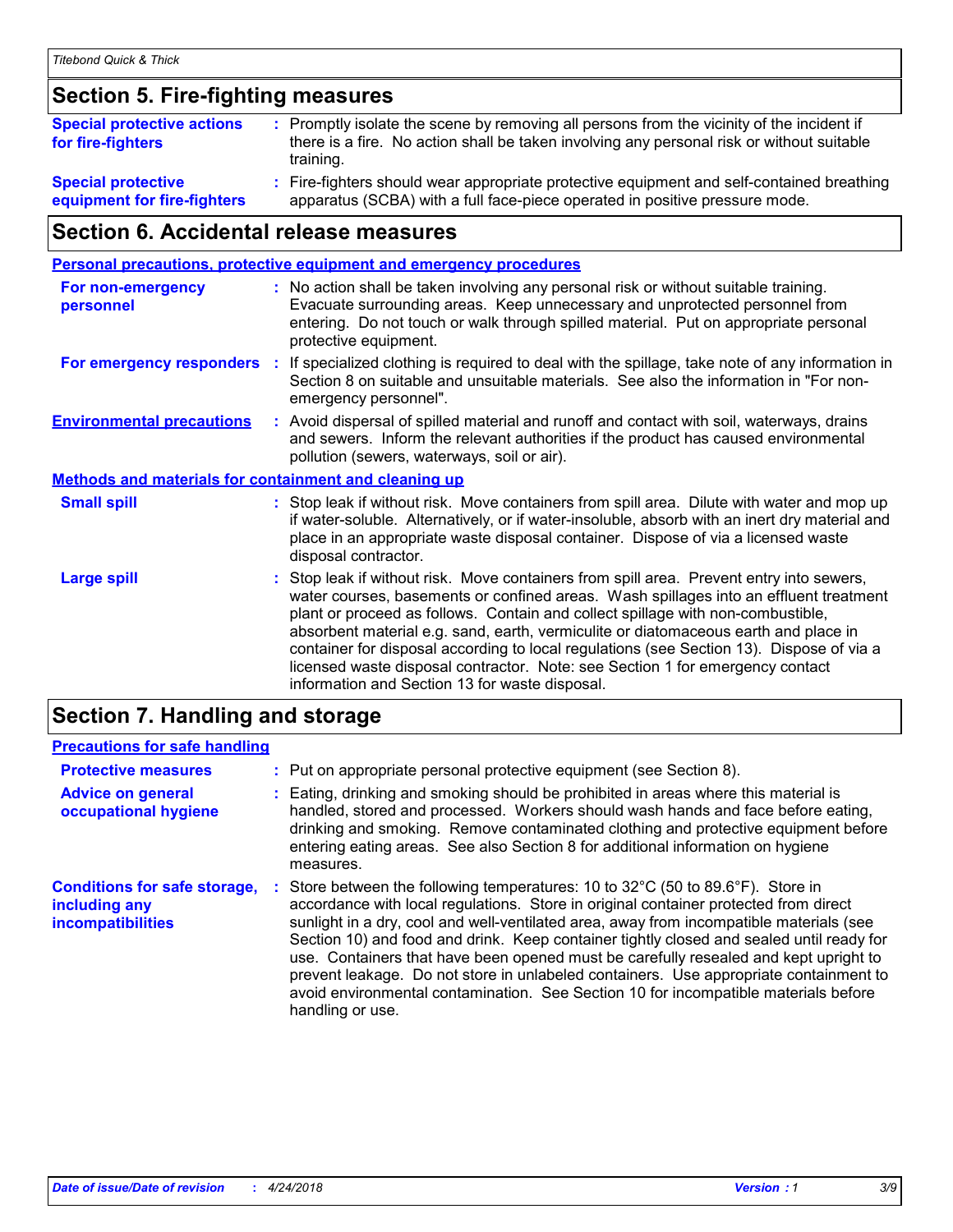## Section 5. Fire-fighting measures

| | |
|---|---|
| **Special protective actions for fire-fighters** | : Promptly isolate the scene by removing all persons from the vicinity of the incident if there is a fire. No action shall be taken involving any personal risk or without suitable training. |
| **Special protective equipment for fire-fighters** | : Fire-fighters should wear appropriate protective equipment and self-contained breathing apparatus (SCBA) with a full face-piece operated in positive pressure mode. |

## Section 6. Accidental release measures

### Personal precautions, protective equipment and emergency procedures

| | |
|---|---|
| **For non-emergency personnel** | : No action shall be taken involving any personal risk or without suitable training. Evacuate surrounding areas. Keep unnecessary and unprotected personnel from entering. Do not touch or walk through spilled material. Put on appropriate personal protective equipment. |
| **For emergency responders** | : If specialized clothing is required to deal with the spillage, take note of any information in Section 8 on suitable and unsuitable materials. See also the information in "For non-emergency personnel". |
| **Environmental precautions** | : Avoid dispersal of spilled material and runoff and contact with soil, waterways, drains and sewers. Inform the relevant authorities if the product has caused environmental pollution (sewers, waterways, soil or air). |

### Methods and materials for containment and cleaning up

| | |
|---|---|
| **Small spill** | : Stop leak if without risk. Move containers from spill area. Dilute with water and mop up if water-soluble. Alternatively, or if water-insoluble, absorb with an inert dry material and place in an appropriate waste disposal container. Dispose of via a licensed waste disposal contractor. |
| **Large spill** | : Stop leak if without risk. Move containers from spill area. Prevent entry into sewers, water courses, basements or confined areas. Wash spillages into an effluent treatment plant or proceed as follows. Contain and collect spillage with non-combustible, absorbent material e.g. sand, earth, vermiculite or diatomaceous earth and place in container for disposal according to local regulations (see Section 13). Dispose of via a licensed waste disposal contractor. Note: see Section 1 for emergency contact information and Section 13 for waste disposal. |

## Section 7. Handling and storage

### Precautions for safe handling

| | |
|---|---|
| **Protective measures** | : Put on appropriate personal protective equipment (see Section 8). |
| **Advice on general occupational hygiene** | : Eating, drinking and smoking should be prohibited in areas where this material is handled, stored and processed. Workers should wash hands and face before eating, drinking and smoking. Remove contaminated clothing and protective equipment before entering eating areas. See also Section 8 for additional information on hygiene measures. |
| **Conditions for safe storage, including any incompatibilities** | : Store between the following temperatures: 10 to 32°C (50 to 89.6°F). Store in accordance with local regulations. Store in original container protected from direct sunlight in a dry, cool and well-ventilated area, away from incompatible materials (see Section 10) and food and drink. Keep container tightly closed and sealed until ready for use. Containers that have been opened must be carefully resealed and kept upright to prevent leakage. Do not store in unlabeled containers. Use appropriate containment to avoid environmental contamination. See Section 10 for incompatible materials before handling or use. |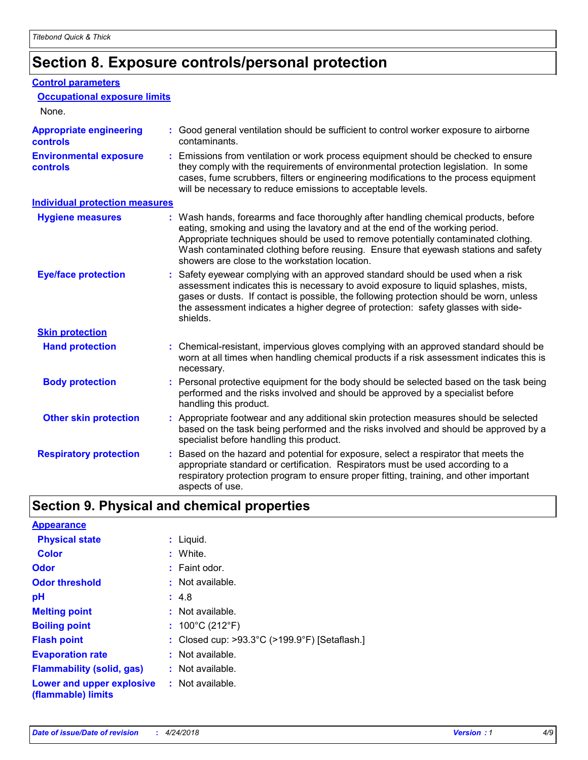# Section 8. Exposure controls/personal protection

## Control parameters

### Occupational exposure limits

None.

**Appropriate engineering controls** : Good general ventilation should be sufficient to control worker exposure to airborne contaminants.

**Environmental exposure controls** : Emissions from ventilation or work process equipment should be checked to ensure they comply with the requirements of environmental protection legislation. In some cases, fume scrubbers, filters or engineering modifications to the process equipment will be necessary to reduce emissions to acceptable levels.

## Individual protection measures

**Hygiene measures** : Wash hands, forearms and face thoroughly after handling chemical products, before eating, smoking and using the lavatory and at the end of the working period. Appropriate techniques should be used to remove potentially contaminated clothing. Wash contaminated clothing before reusing. Ensure that eyewash stations and safety showers are close to the workstation location.

**Eye/face protection** : Safety eyewear complying with an approved standard should be used when a risk assessment indicates this is necessary to avoid exposure to liquid splashes, mists, gases or dusts. If contact is possible, the following protection should be worn, unless the assessment indicates a higher degree of protection: safety glasses with side-shields.

### Skin protection

**Hand protection** : Chemical-resistant, impervious gloves complying with an approved standard should be worn at all times when handling chemical products if a risk assessment indicates this is necessary.

**Body protection** : Personal protective equipment for the body should be selected based on the task being performed and the risks involved and should be approved by a specialist before handling this product.

**Other skin protection** : Appropriate footwear and any additional skin protection measures should be selected based on the task being performed and the risks involved and should be approved by a specialist before handling this product.

**Respiratory protection** : Based on the hazard and potential for exposure, select a respirator that meets the appropriate standard or certification. Respirators must be used according to a respiratory protection program to ensure proper fitting, training, and other important aspects of use.

# Section 9. Physical and chemical properties

## Appearance

**Physical state** : Liquid.

**Color** : White.

**Odor** : Faint odor.

**Odor threshold** : Not available.

**pH** : 4.8

**Melting point** : Not available.

**Boiling point** : 100°C (212°F)

**Flash point** : Closed cup: >93.3°C (>199.9°F) [Setaflash.]

**Evaporation rate** : Not available.

**Flammability (solid, gas)** : Not available.

**Lower and upper explosive (flammable) limits** : Not available.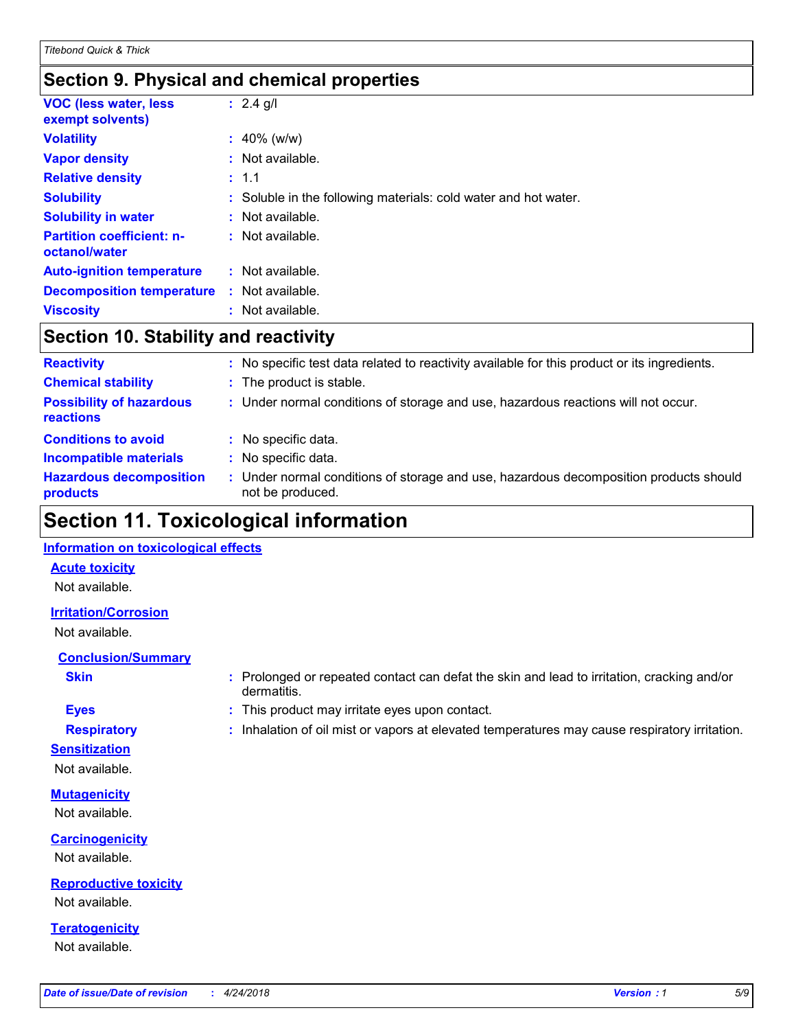## Section 9. Physical and chemical properties

| | |
|---|---|
| **VOC (less water, less exempt solvents)** | : 2.4 g/l |
| **Volatility** | : 40% (w/w) |
| **Vapor density** | : Not available. |
| **Relative density** | : 1.1 |
| **Solubility** | : Soluble in the following materials: cold water and hot water. |
| **Solubility in water** | : Not available. |
| **Partition coefficient: n-octanol/water** | : Not available. |
| **Auto-ignition temperature** | : Not available. |
| **Decomposition temperature** | : Not available. |
| **Viscosity** | : Not available. |

## Section 10. Stability and reactivity

| | |
|---|---|
| **Reactivity** | : No specific test data related to reactivity available for this product or its ingredients. |
| **Chemical stability** | : The product is stable. |
| **Possibility of hazardous reactions** | : Under normal conditions of storage and use, hazardous reactions will not occur. |
| **Conditions to avoid** | : No specific data. |
| **Incompatible materials** | : No specific data. |
| **Hazardous decomposition products** | : Under normal conditions of storage and use, hazardous decomposition products should not be produced. |

## Section 11. Toxicological information

### Information on toxicological effects

**Acute toxicity**

Not available.

**Irritation/Corrosion**

Not available.

**Conclusion/Summary**

| | |
|---|---|
| **Skin** | : Prolonged or repeated contact can defat the skin and lead to irritation, cracking and/or dermatitis. |
| **Eyes** | : This product may irritate eyes upon contact. |
| **Respiratory** | : Inhalation of oil mist or vapors at elevated temperatures may cause respiratory irritation. |

**Sensitization**

Not available.

**Mutagenicity**

Not available.

**Carcinogenicity**

Not available.

**Reproductive toxicity**

Not available.

**Teratogenicity**

Not available.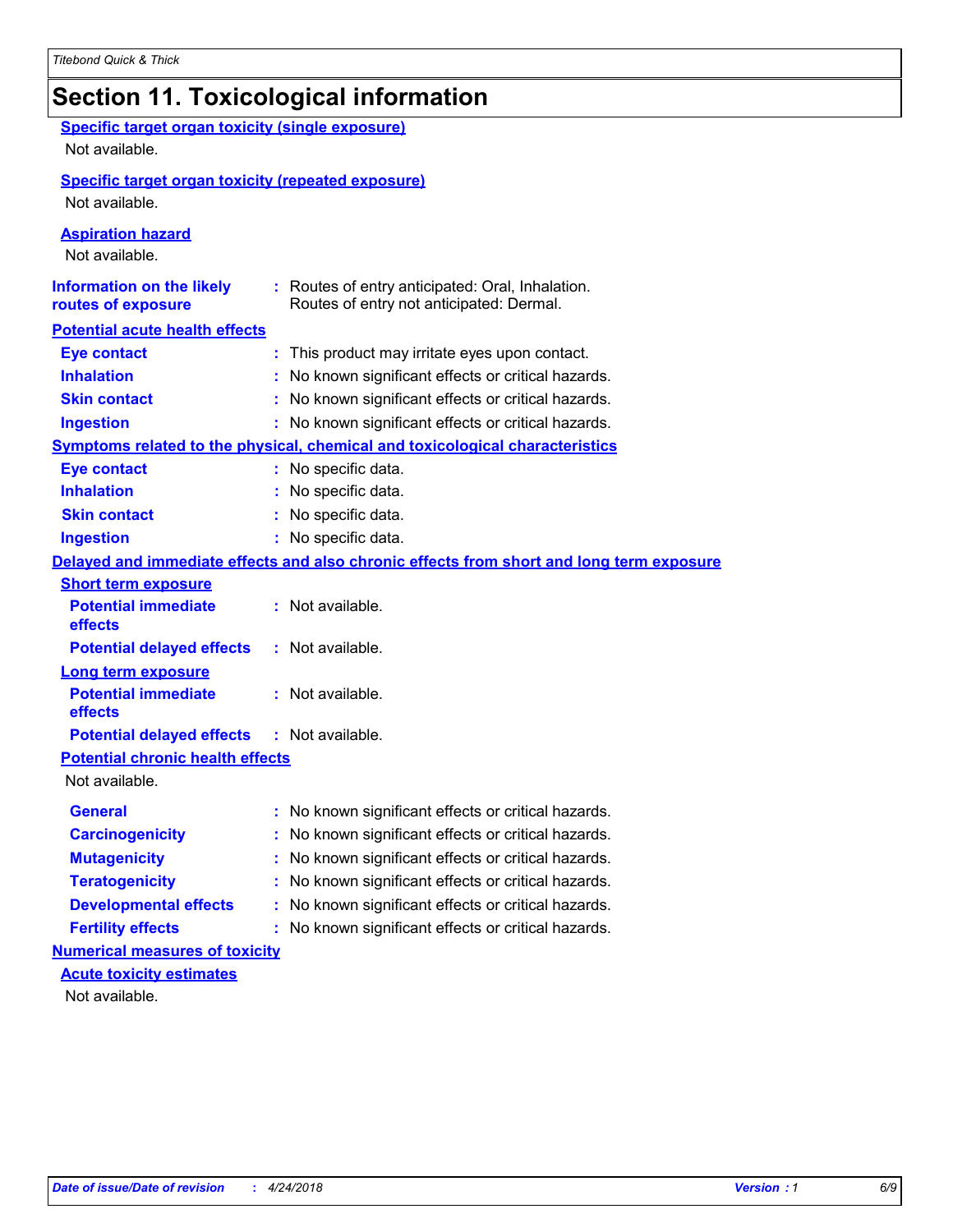# Section 11. Toxicological information

**Specific target organ toxicity (single exposure)**

Not available.

**Specific target organ toxicity (repeated exposure)**

Not available.

**Aspiration hazard**

Not available.

**Information on the likely routes of exposure** : Routes of entry anticipated: Oral, Inhalation.
Routes of entry not anticipated: Dermal.

**Potential acute health effects**

**Eye contact** : This product may irritate eyes upon contact.

**Inhalation** : No known significant effects or critical hazards.

**Skin contact** : No known significant effects or critical hazards.

**Ingestion** : No known significant effects or critical hazards.

**Symptoms related to the physical, chemical and toxicological characteristics**

**Eye contact** : No specific data.

**Inhalation** : No specific data.

**Skin contact** : No specific data.

**Ingestion** : No specific data.

**Delayed and immediate effects and also chronic effects from short and long term exposure**

**Short term exposure**

**Potential immediate effects** : Not available.

**Potential delayed effects** : Not available.

**Long term exposure**

**Potential immediate effects** : Not available.

**Potential delayed effects** : Not available.

**Potential chronic health effects**

Not available.

**General** : No known significant effects or critical hazards.

**Carcinogenicity** : No known significant effects or critical hazards.

**Mutagenicity** : No known significant effects or critical hazards.

**Teratogenicity** : No known significant effects or critical hazards.

**Developmental effects** : No known significant effects or critical hazards.

**Fertility effects** : No known significant effects or critical hazards.

**Numerical measures of toxicity**

**Acute toxicity estimates**

Not available.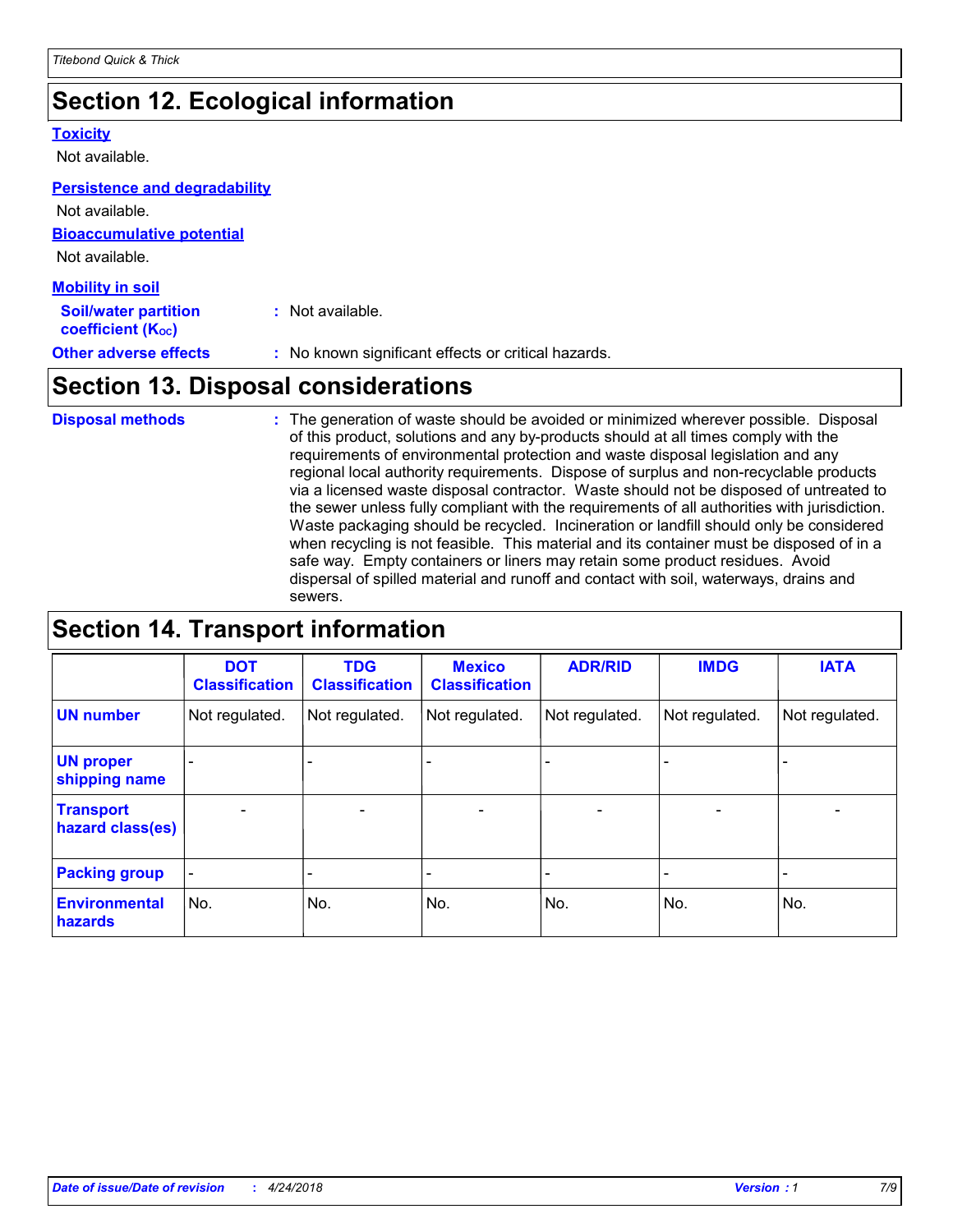## Section 12. Ecological information

### Toxicity

Not available.

### Persistence and degradability

Not available.

### Bioaccumulative potential

Not available.

### Mobility in soil

**Soil/water partition coefficient ($K_{OC}$)** : Not available.

**Other adverse effects** : No known significant effects or critical hazards.

## Section 13. Disposal considerations

**Disposal methods** : The generation of waste should be avoided or minimized wherever possible. Disposal of this product, solutions and any by-products should at all times comply with the requirements of environmental protection and waste disposal legislation and any regional local authority requirements. Dispose of surplus and non-recyclable products via a licensed waste disposal contractor. Waste should not be disposed of untreated to the sewer unless fully compliant with the requirements of all authorities with jurisdiction. Waste packaging should be recycled. Incineration or landfill should only be considered when recycling is not feasible. This material and its container must be disposed of in a safe way. Empty containers or liners may retain some product residues. Avoid dispersal of spilled material and runoff and contact with soil, waterways, drains and sewers.

## Section 14. Transport information

| | DOT Classification | TDG Classification | Mexico Classification | ADR/RID | IMDG | IATA |
|---|---|---|---|---|---|---|
| **UN number** | Not regulated. | Not regulated. | Not regulated. | Not regulated. | Not regulated. | Not regulated. |
| **UN proper shipping name** | - | - | - | - | - | - |
| **Transport hazard class(es)** | - | - | - | - | - | - |
| **Packing group** | - | - | - | - | - | - |
| **Environmental hazards** | No. | No. | No. | No. | No. | No. |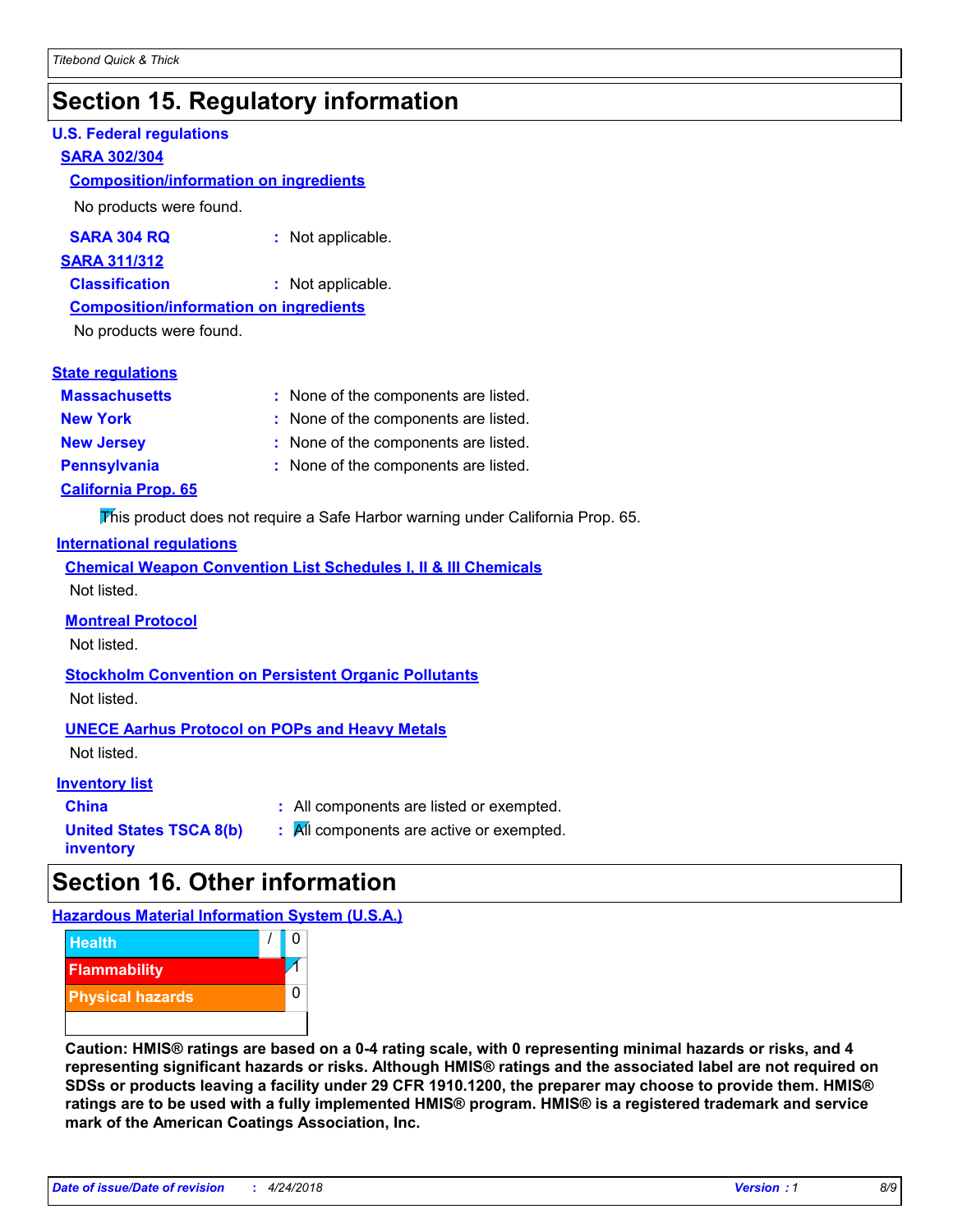# Section 15. Regulatory information

## U.S. Federal regulations

### SARA 302/304

#### Composition/information on ingredients

No products were found.

**SARA 304 RQ** : Not applicable.

### SARA 311/312

**Classification** : Not applicable.

#### Composition/information on ingredients

No products were found.

## State regulations

**Massachusetts** : None of the components are listed.

**New York** : None of the components are listed.

**New Jersey** : None of the components are listed.

**Pennsylvania** : None of the components are listed.

### California Prop. 65

This product does not require a Safe Harbor warning under California Prop. 65.

## International regulations

### Chemical Weapon Convention List Schedules I, II & III Chemicals

Not listed.

### Montreal Protocol

Not listed.

### Stockholm Convention on Persistent Organic Pollutants

Not listed.

### UNECE Aarhus Protocol on POPs and Heavy Metals

Not listed.

## Inventory list

**China** : All components are listed or exempted.

**United States TSCA 8(b) inventory** : All components are active or exempted.

# Section 16. Other information

## Hazardous Material Information System (U.S.A.)

| Category | | Rating |
| --- | --- | --- |
| Health | / | 0 |
| Flammability | | 1 |
| Physical hazards | | 0 |

**Caution: HMIS® ratings are based on a 0-4 rating scale, with 0 representing minimal hazards or risks, and 4 representing significant hazards or risks. Although HMIS® ratings and the associated label are not required on SDSs or products leaving a facility under 29 CFR 1910.1200, the preparer may choose to provide them. HMIS® ratings are to be used with a fully implemented HMIS® program. HMIS® is a registered trademark and service mark of the American Coatings Association, Inc.**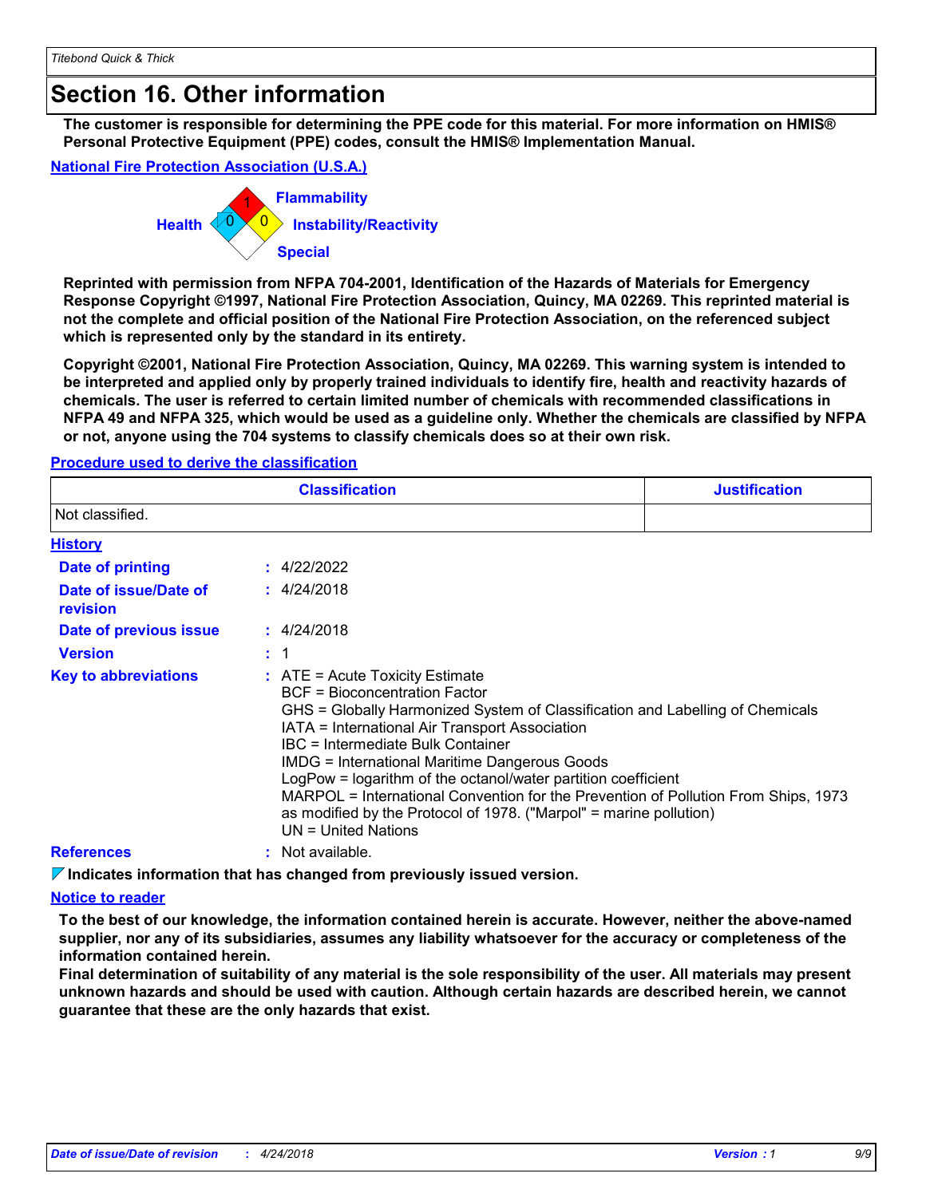# Section 16. Other information

**The customer is responsible for determining the PPE code for this material. For more information on HMIS® Personal Protective Equipment (PPE) codes, consult the HMIS® Implementation Manual.**

**National Fire Protection Association (U.S.A.)**

Flammability: 1
Health: 0
Instability/Reactivity: 0
Special

**Reprinted with permission from NFPA 704-2001, Identification of the Hazards of Materials for Emergency Response Copyright ©1997, National Fire Protection Association, Quincy, MA 02269. This reprinted material is not the complete and official position of the National Fire Protection Association, on the referenced subject which is represented only by the standard in its entirety.**

**Copyright ©2001, National Fire Protection Association, Quincy, MA 02269. This warning system is intended to be interpreted and applied only by properly trained individuals to identify fire, health and reactivity hazards of chemicals. The user is referred to certain limited number of chemicals with recommended classifications in NFPA 49 and NFPA 325, which would be used as a guideline only. Whether the chemicals are classified by NFPA or not, anyone using the 704 systems to classify chemicals does so at their own risk.**

**Procedure used to derive the classification**

| Classification | Justification |
| --- | --- |
| Not classified. | |

**History**

**Date of printing** : 4/22/2022

**Date of issue/Date of revision** : 4/24/2018

**Date of previous issue** : 4/24/2018

**Version** : 1

**Key to abbreviations** : ATE = Acute Toxicity Estimate
BCF = Bioconcentration Factor
GHS = Globally Harmonized System of Classification and Labelling of Chemicals
IATA = International Air Transport Association
IBC = Intermediate Bulk Container
IMDG = International Maritime Dangerous Goods
LogPow = logarithm of the octanol/water partition coefficient
MARPOL = International Convention for the Prevention of Pollution From Ships, 1973 as modified by the Protocol of 1978. ("Marpol" = marine pollution)
UN = United Nations

**References** : Not available.

**Indicates information that has changed from previously issued version.**

**Notice to reader**

**To the best of our knowledge, the information contained herein is accurate. However, neither the above-named supplier, nor any of its subsidiaries, assumes any liability whatsoever for the accuracy or completeness of the information contained herein.**

**Final determination of suitability of any material is the sole responsibility of the user. All materials may present unknown hazards and should be used with caution. Although certain hazards are described herein, we cannot guarantee that these are the only hazards that exist.**